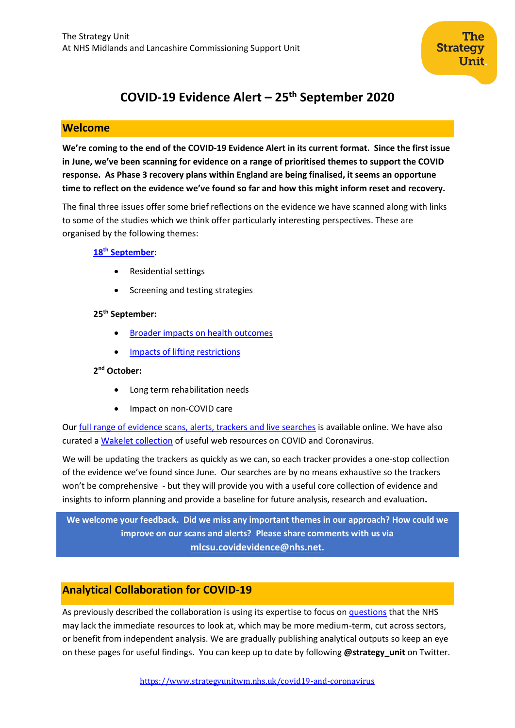The Strategy Unit
At NHS Midlands and Lancashire Commissioning Support Unit

# COVID-19 Evidence Alert – 25th September 2020

## Welcome

**We're coming to the end of the COVID-19 Evidence Alert in its current format. Since the first issue in June, we've been scanning for evidence on a range of prioritised themes to support the COVID response. As Phase 3 recovery plans within England are being finalised, it seems an opportune time to reflect on the evidence we've found so far and how this might inform reset and recovery.**

The final three issues offer some brief reflections on the evidence we have scanned along with links to some of the studies which we think offer particularly interesting perspectives. These are organised by the following themes:

**18th September:**

- Residential settings
- Screening and testing strategies

**25th September:**

- Broader impacts on health outcomes
- Impacts of lifting restrictions

**2nd October:**

- Long term rehabilitation needs
- Impact on non-COVID care

Our full range of evidence scans, alerts, trackers and live searches is available online. We have also curated a Wakelet collection of useful web resources on COVID and Coronavirus.

We will be updating the trackers as quickly as we can, so each tracker provides a one-stop collection of the evidence we've found since June. Our searches are by no means exhaustive so the trackers won't be comprehensive - but they will provide you with a useful core collection of evidence and insights to inform planning and provide a baseline for future analysis, research and evaluation**.**

**We welcome your feedback. Did we miss any important themes in our approach? How could we improve on our scans and alerts? Please share comments with us via mlcsu.covidevidence@nhs.net.**

## Analytical Collaboration for COVID-19

As previously described the collaboration is using its expertise to focus on questions that the NHS may lack the immediate resources to look at, which may be more medium-term, cut across sectors, or benefit from independent analysis. We are gradually publishing analytical outputs so keep an eye on these pages for useful findings. You can keep up to date by following **@strategy_unit** on Twitter.

https://www.strategyunitwm.nhs.uk/covid19-and-coronavirus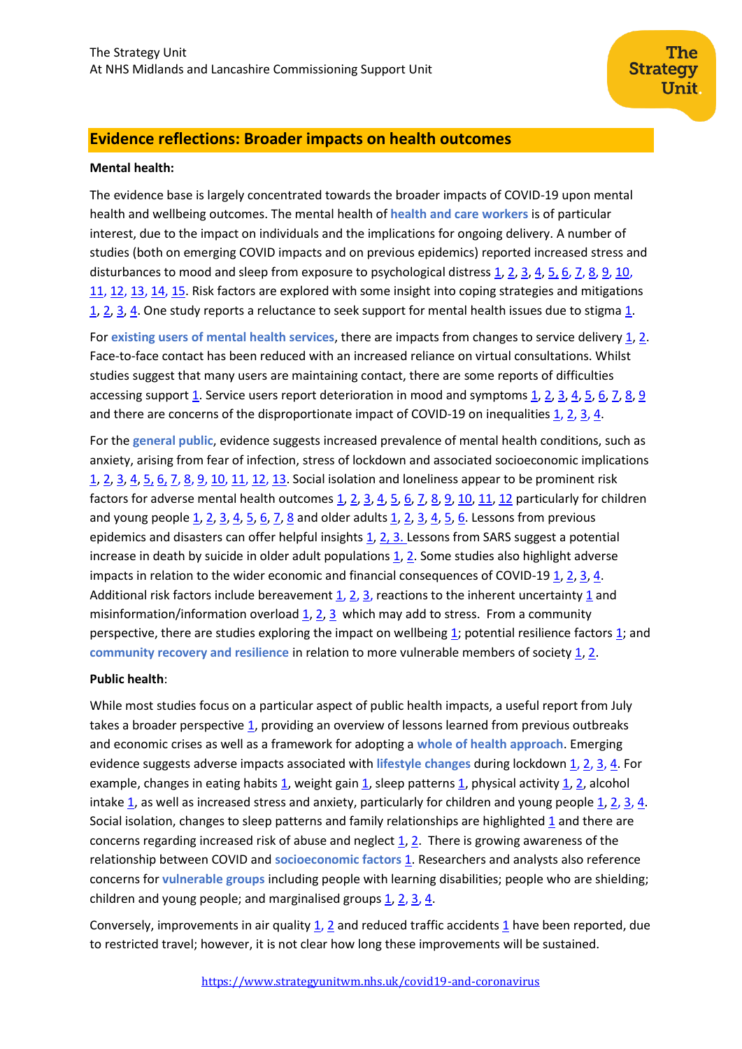## Evidence reflections: Broader impacts on health outcomes

**Mental health:**

The evidence base is largely concentrated towards the broader impacts of COVID-19 upon mental health and wellbeing outcomes. The mental health of **health and care workers** is of particular interest, due to the impact on individuals and the implications for ongoing delivery. A number of studies (both on emerging COVID impacts and on previous epidemics) reported increased stress and disturbances to mood and sleep from exposure to psychological distress 1, 2, 3, 4, 5, 6, 7, 8, 9, 10, 11, 12, 13, 14, 15. Risk factors are explored with some insight into coping strategies and mitigations 1, 2, 3, 4. One study reports a reluctance to seek support for mental health issues due to stigma 1.

For **existing users of mental health services**, there are impacts from changes to service delivery 1, 2. Face-to-face contact has been reduced with an increased reliance on virtual consultations. Whilst studies suggest that many users are maintaining contact, there are some reports of difficulties accessing support 1. Service users report deterioration in mood and symptoms 1, 2, 3, 4, 5, 6, 7, 8, 9 and there are concerns of the disproportionate impact of COVID-19 on inequalities 1, 2, 3, 4.

For the **general public**, evidence suggests increased prevalence of mental health conditions, such as anxiety, arising from fear of infection, stress of lockdown and associated socioeconomic implications 1, 2, 3, 4, 5, 6, 7, 8, 9, 10, 11, 12, 13. Social isolation and loneliness appear to be prominent risk factors for adverse mental health outcomes 1, 2, 3, 4, 5, 6, 7, 8, 9, 10, 11, 12 particularly for children and young people 1, 2, 3, 4, 5, 6, 7, 8 and older adults 1, 2, 3, 4, 5, 6. Lessons from previous epidemics and disasters can offer helpful insights 1, 2, 3. Lessons from SARS suggest a potential increase in death by suicide in older adult populations 1, 2. Some studies also highlight adverse impacts in relation to the wider economic and financial consequences of COVID-19 1, 2, 3, 4. Additional risk factors include bereavement 1, 2, 3, reactions to the inherent uncertainty 1 and misinformation/information overload 1, 2, 3 which may add to stress. From a community perspective, there are studies exploring the impact on wellbeing 1; potential resilience factors 1; and **community recovery and resilience** in relation to more vulnerable members of society 1, 2.

**Public health**:

While most studies focus on a particular aspect of public health impacts, a useful report from July takes a broader perspective 1, providing an overview of lessons learned from previous outbreaks and economic crises as well as a framework for adopting a **whole of health approach**. Emerging evidence suggests adverse impacts associated with **lifestyle changes** during lockdown 1, 2, 3, 4. For example, changes in eating habits 1, weight gain 1, sleep patterns 1, physical activity 1, 2, alcohol intake 1, as well as increased stress and anxiety, particularly for children and young people 1, 2, 3, 4. Social isolation, changes to sleep patterns and family relationships are highlighted 1 and there are concerns regarding increased risk of abuse and neglect 1, 2. There is growing awareness of the relationship between COVID and **socioeconomic factors** 1. Researchers and analysts also reference concerns for **vulnerable groups** including people with learning disabilities; people who are shielding; children and young people; and marginalised groups 1, 2, 3, 4.

Conversely, improvements in air quality 1, 2 and reduced traffic accidents 1 have been reported, due to restricted travel; however, it is not clear how long these improvements will be sustained.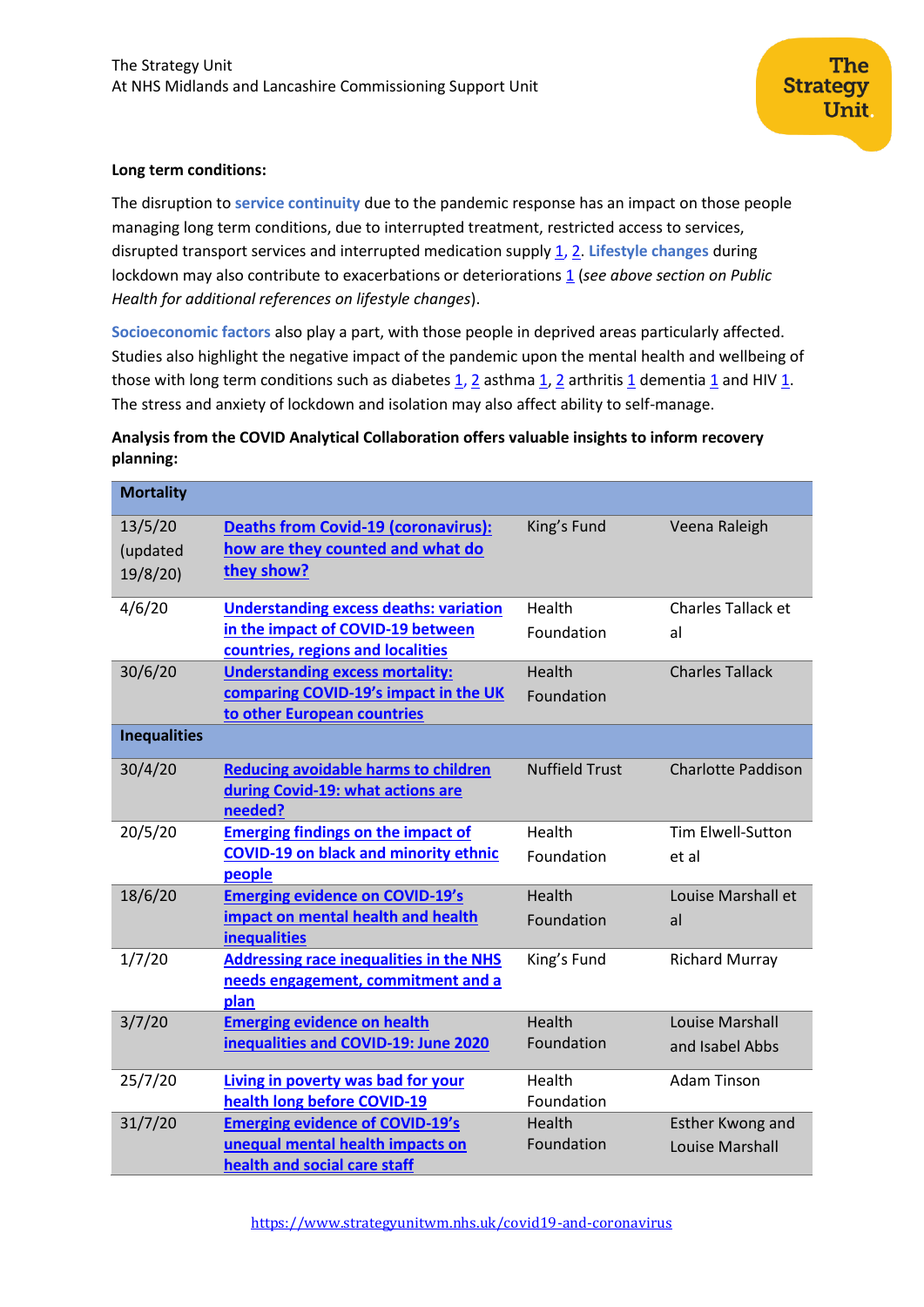**Long term conditions:**

The disruption to service continuity due to the pandemic response has an impact on those people managing long term conditions, due to interrupted treatment, restricted access to services, disrupted transport services and interrupted medication supply 1, 2. Lifestyle changes during lockdown may also contribute to exacerbations or deteriorations 1 (*see above section on Public Health for additional references on lifestyle changes*).

Socioeconomic factors also play a part, with those people in deprived areas particularly affected. Studies also highlight the negative impact of the pandemic upon the mental health and wellbeing of those with long term conditions such as diabetes 1, 2 asthma 1, 2 arthritis 1 dementia 1 and HIV 1. The stress and anxiety of lockdown and isolation may also affect ability to self-manage.

**Analysis from the COVID Analytical Collaboration offers valuable insights to inform recovery planning:**

| **Mortality** | | | |
|---|---|---|---|
| 13/5/20 (updated 19/8/20) | Deaths from Covid-19 (coronavirus): how are they counted and what do they show? | King's Fund | Veena Raleigh |
| 4/6/20 | Understanding excess deaths: variation in the impact of COVID-19 between countries, regions and localities | Health Foundation | Charles Tallack et al |
| 30/6/20 | Understanding excess mortality: comparing COVID-19's impact in the UK to other European countries | Health Foundation | Charles Tallack |
| **Inequalities** | | | |
| 30/4/20 | Reducing avoidable harms to children during Covid-19: what actions are needed? | Nuffield Trust | Charlotte Paddison |
| 20/5/20 | Emerging findings on the impact of COVID-19 on black and minority ethnic people | Health Foundation | Tim Elwell-Sutton et al |
| 18/6/20 | Emerging evidence on COVID-19's impact on mental health and health inequalities | Health Foundation | Louise Marshall et al |
| 1/7/20 | Addressing race inequalities in the NHS needs engagement, commitment and a plan | King's Fund | Richard Murray |
| 3/7/20 | Emerging evidence on health inequalities and COVID-19: June 2020 | Health Foundation | Louise Marshall and Isabel Abbs |
| 25/7/20 | Living in poverty was bad for your health long before COVID-19 | Health Foundation | Adam Tinson |
| 31/7/20 | Emerging evidence of COVID-19's unequal mental health impacts on health and social care staff | Health Foundation | Esther Kwong and Louise Marshall |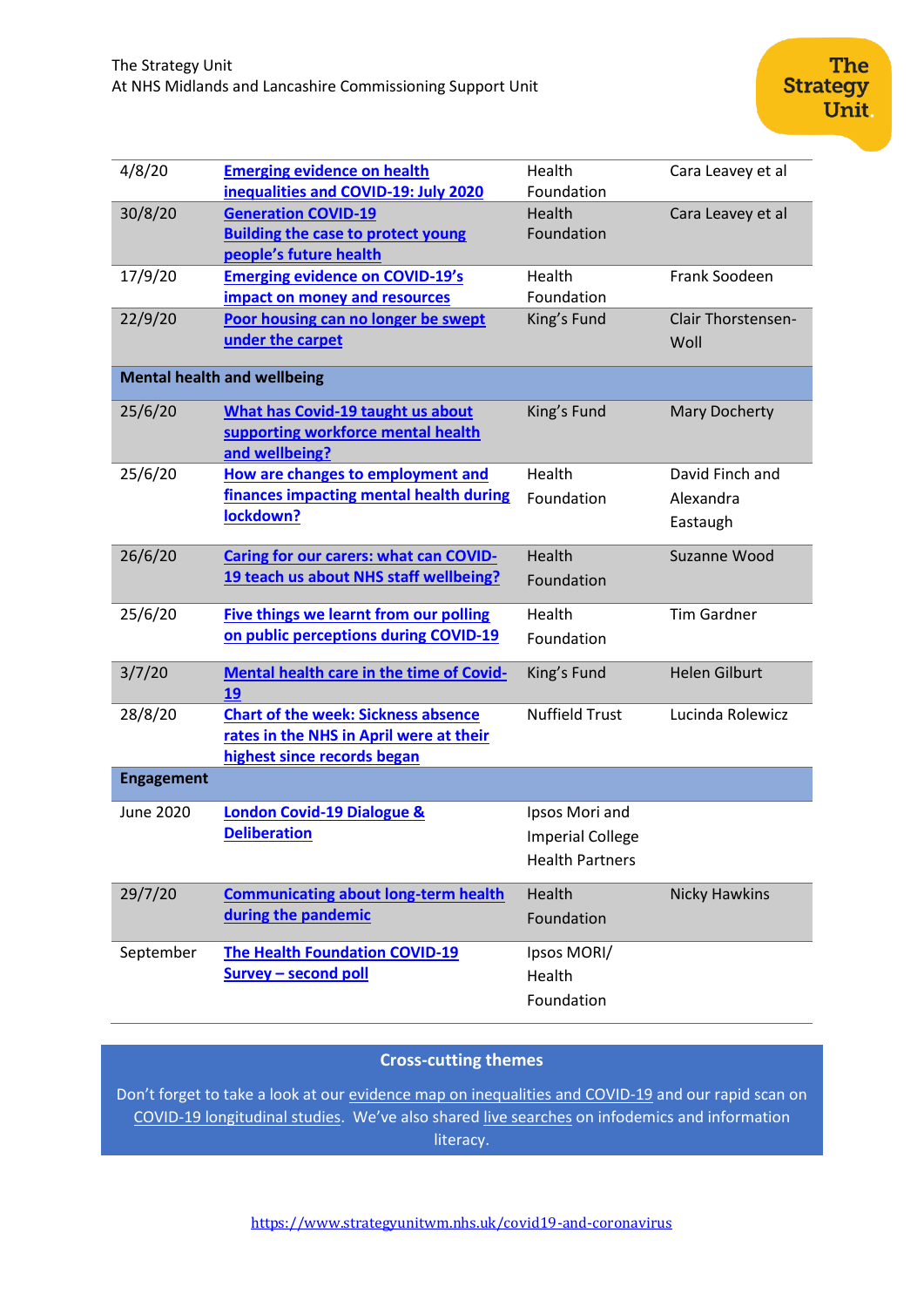| | | | |
|---|---|---|---|
| 4/8/20 | **Emerging evidence on health inequalities and COVID-19: July 2020** | Health Foundation | Cara Leavey et al |
| 30/8/20 | **Generation COVID-19 Building the case to protect young people's future health** | Health Foundation | Cara Leavey et al |
| 17/9/20 | **Emerging evidence on COVID-19's impact on money and resources** | Health Foundation | Frank Soodeen |
| 22/9/20 | **Poor housing can no longer be swept under the carpet** | King's Fund | Clair Thorstensen-Woll |
| **Mental health and wellbeing** | | | |
| 25/6/20 | **What has Covid-19 taught us about supporting workforce mental health and wellbeing?** | King's Fund | Mary Docherty |
| 25/6/20 | **How are changes to employment and finances impacting mental health during lockdown?** | Health Foundation | David Finch and Alexandra Eastaugh |
| 26/6/20 | **Caring for our carers: what can COVID-19 teach us about NHS staff wellbeing?** | Health Foundation | Suzanne Wood |
| 25/6/20 | **Five things we learnt from our polling on public perceptions during COVID-19** | Health Foundation | Tim Gardner |
| 3/7/20 | **Mental health care in the time of Covid-19** | King's Fund | Helen Gilburt |
| 28/8/20 | **Chart of the week: Sickness absence rates in the NHS in April were at their highest since records began** | Nuffield Trust | Lucinda Rolewicz |
| **Engagement** | | | |
| June 2020 | **London Covid-19 Dialogue & Deliberation** | Ipsos Mori and Imperial College Health Partners | |
| 29/7/20 | **Communicating about long-term health during the pandemic** | Health Foundation | Nicky Hawkins |
| September | **The Health Foundation COVID-19 Survey – second poll** | Ipsos MORI/ Health Foundation | |

**Cross-cutting themes**

Don't forget to take a look at our evidence map on inequalities and COVID-19 and our rapid scan on COVID-19 longitudinal studies. We've also shared live searches on infodemics and information literacy.

https://www.strategyunitwm.nhs.uk/covid19-and-coronavirus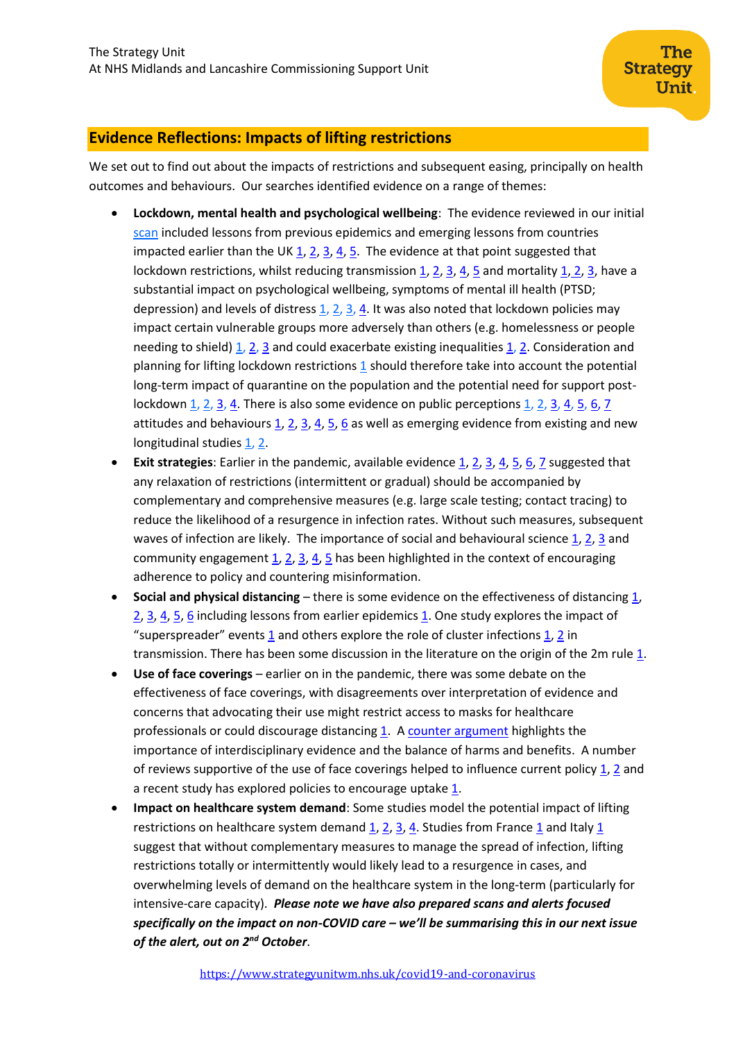## Evidence Reflections: Impacts of lifting restrictions

We set out to find out about the impacts of restrictions and subsequent easing, principally on health outcomes and behaviours. Our searches identified evidence on a range of themes:

- **Lockdown, mental health and psychological wellbeing**: The evidence reviewed in our initial scan included lessons from previous epidemics and emerging lessons from countries impacted earlier than the UK 1, 2, 3, 4, 5. The evidence at that point suggested that lockdown restrictions, whilst reducing transmission 1, 2, 3, 4, 5 and mortality 1, 2, 3, have a substantial impact on psychological wellbeing, symptoms of mental ill health (PTSD; depression) and levels of distress 1, 2, 3, 4. It was also noted that lockdown policies may impact certain vulnerable groups more adversely than others (e.g. homelessness or people needing to shield) 1, 2, 3 and could exacerbate existing inequalities 1, 2. Consideration and planning for lifting lockdown restrictions 1 should therefore take into account the potential long-term impact of quarantine on the population and the potential need for support post-lockdown 1, 2, 3, 4. There is also some evidence on public perceptions 1, 2, 3, 4, 5, 6, 7 attitudes and behaviours 1, 2, 3, 4, 5, 6 as well as emerging evidence from existing and new longitudinal studies 1, 2.
- **Exit strategies**: Earlier in the pandemic, available evidence 1, 2, 3, 4, 5, 6, 7 suggested that any relaxation of restrictions (intermittent or gradual) should be accompanied by complementary and comprehensive measures (e.g. large scale testing; contact tracing) to reduce the likelihood of a resurgence in infection rates. Without such measures, subsequent waves of infection are likely. The importance of social and behavioural science 1, 2, 3 and community engagement 1, 2, 3, 4, 5 has been highlighted in the context of encouraging adherence to policy and countering misinformation.
- **Social and physical distancing** – there is some evidence on the effectiveness of distancing 1, 2, 3, 4, 5, 6 including lessons from earlier epidemics 1. One study explores the impact of "superspreader" events 1 and others explore the role of cluster infections 1, 2 in transmission. There has been some discussion in the literature on the origin of the 2m rule 1.
- **Use of face coverings** – earlier on in the pandemic, there was some debate on the effectiveness of face coverings, with disagreements over interpretation of evidence and concerns that advocating their use might restrict access to masks for healthcare professionals or could discourage distancing 1. A counter argument highlights the importance of interdisciplinary evidence and the balance of harms and benefits. A number of reviews supportive of the use of face coverings helped to influence current policy 1, 2 and a recent study has explored policies to encourage uptake 1.
- **Impact on healthcare system demand**: Some studies model the potential impact of lifting restrictions on healthcare system demand 1, 2, 3, 4. Studies from France 1 and Italy 1 suggest that without complementary measures to manage the spread of infection, lifting restrictions totally or intermittently would likely lead to a resurgence in cases, and overwhelming levels of demand on the healthcare system in the long-term (particularly for intensive-care capacity). ***Please note we have also prepared scans and alerts focused specifically on the impact on non-COVID care – we'll be summarising this in our next issue of the alert, out on 2nd October***.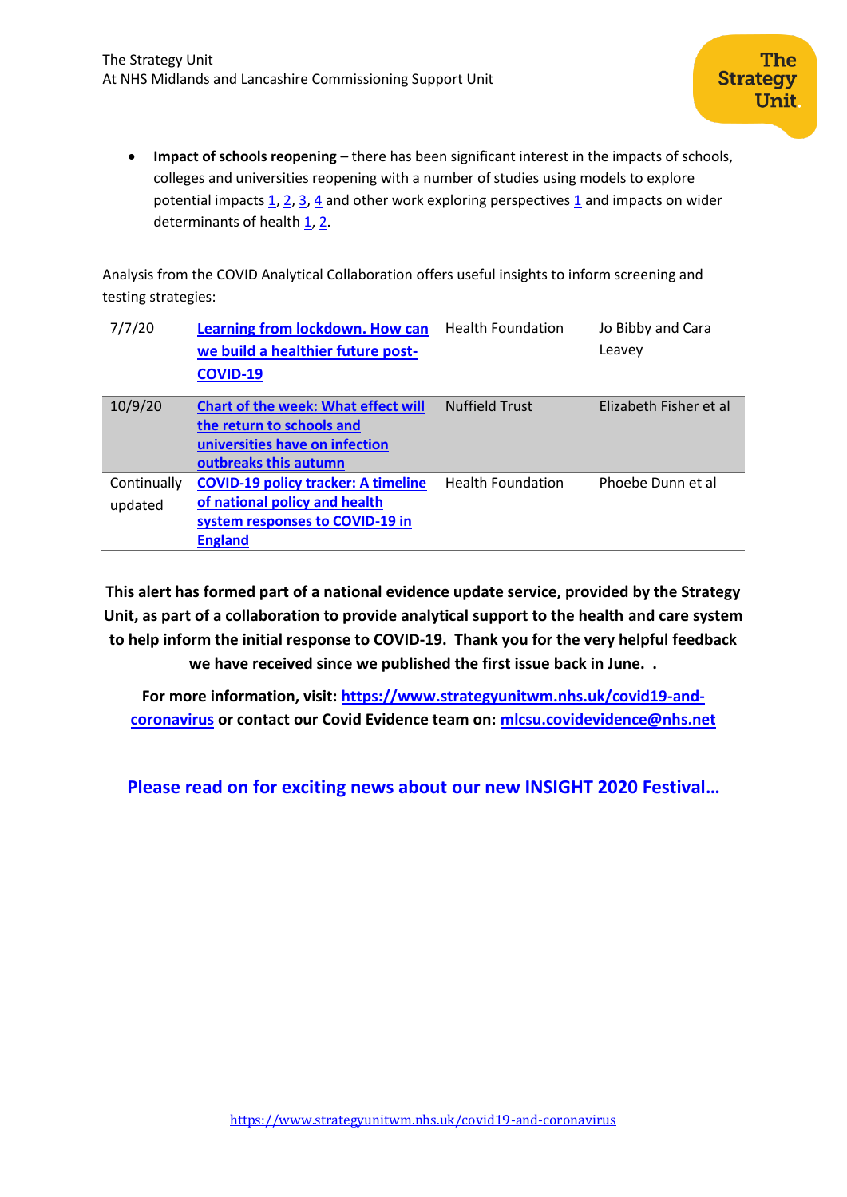- **Impact of schools reopening** – there has been significant interest in the impacts of schools, colleges and universities reopening with a number of studies using models to explore potential impacts 1, 2, 3, 4 and other work exploring perspectives 1 and impacts on wider determinants of health 1, 2.

Analysis from the COVID Analytical Collaboration offers useful insights to inform screening and testing strategies:

| | | | |
|---|---|---|---|
| 7/7/20 | **Learning from lockdown. How can we build a healthier future post-COVID-19** | Health Foundation | Jo Bibby and Cara Leavey |
| 10/9/20 | **Chart of the week: What effect will the return to schools and universities have on infection outbreaks this autumn** | Nuffield Trust | Elizabeth Fisher et al |
| Continually updated | **COVID-19 policy tracker: A timeline of national policy and health system responses to COVID-19 in England** | Health Foundation | Phoebe Dunn et al |

**This alert has formed part of a national evidence update service, provided by the Strategy Unit, as part of a collaboration to provide analytical support to the health and care system to help inform the initial response to COVID-19. Thank you for the very helpful feedback we have received since we published the first issue back in June. .**

**For more information, visit: https://www.strategyunitwm.nhs.uk/covid19-and-coronavirus or contact our Covid Evidence team on: mlcsu.covidevidence@nhs.net**

**Please read on for exciting news about our new INSIGHT 2020 Festival…**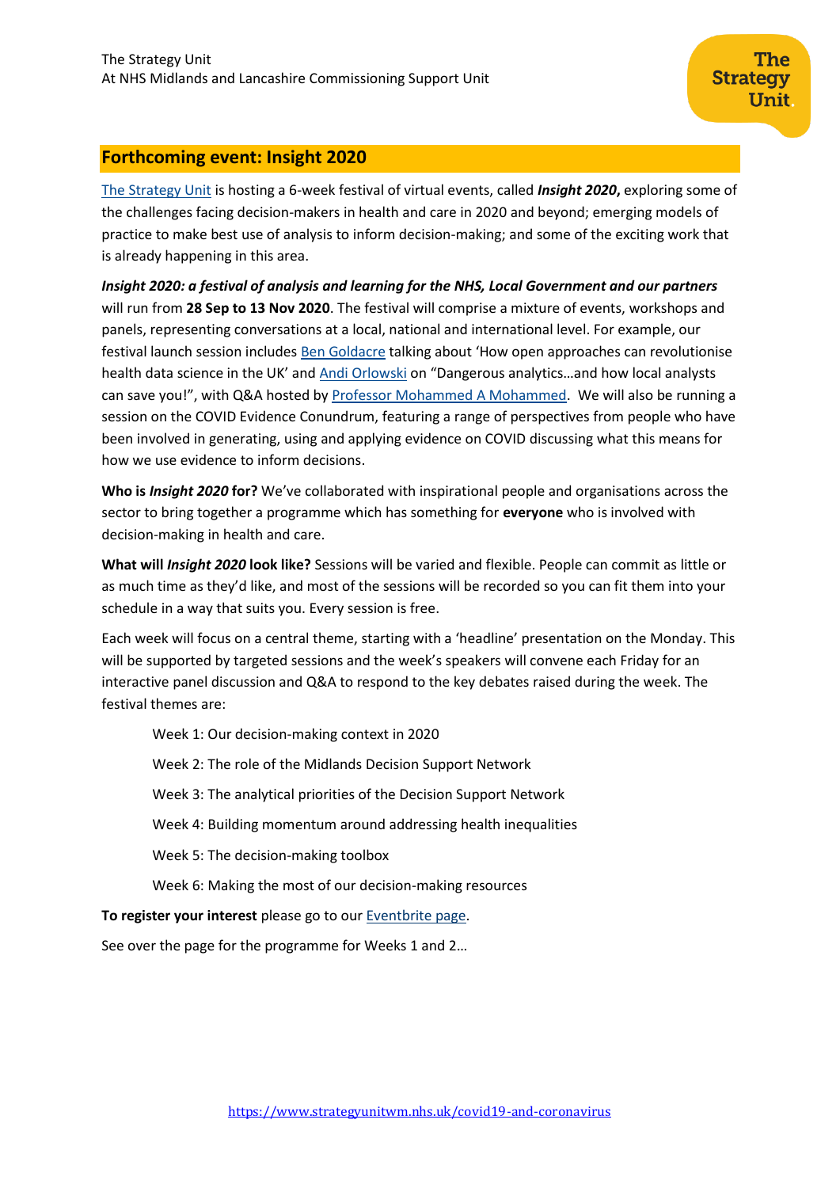The Strategy Unit
At NHS Midlands and Lancashire Commissioning Support Unit

## Forthcoming event: Insight 2020

The Strategy Unit is hosting a 6-week festival of virtual events, called ***Insight 2020*****,** exploring some of the challenges facing decision-makers in health and care in 2020 and beyond; emerging models of practice to make best use of analysis to inform decision-making; and some of the exciting work that is already happening in this area.

***Insight 2020: a festival of analysis and learning for the NHS, Local Government and our partners*** will run from **28 Sep to 13 Nov 2020**. The festival will comprise a mixture of events, workshops and panels, representing conversations at a local, national and international level. For example, our festival launch session includes Ben Goldacre talking about 'How open approaches can revolutionise health data science in the UK' and Andi Orlowski on "Dangerous analytics…and how local analysts can save you!", with Q&A hosted by Professor Mohammed A Mohammed. We will also be running a session on the COVID Evidence Conundrum, featuring a range of perspectives from people who have been involved in generating, using and applying evidence on COVID discussing what this means for how we use evidence to inform decisions.

**Who is *Insight 2020* for?** We've collaborated with inspirational people and organisations across the sector to bring together a programme which has something for **everyone** who is involved with decision-making in health and care.

**What will *Insight 2020* look like?** Sessions will be varied and flexible. People can commit as little or as much time as they'd like, and most of the sessions will be recorded so you can fit them into your schedule in a way that suits you. Every session is free.

Each week will focus on a central theme, starting with a 'headline' presentation on the Monday. This will be supported by targeted sessions and the week's speakers will convene each Friday for an interactive panel discussion and Q&A to respond to the key debates raised during the week. The festival themes are:

- Week 1: Our decision-making context in 2020
- Week 2: The role of the Midlands Decision Support Network
- Week 3: The analytical priorities of the Decision Support Network
- Week 4: Building momentum around addressing health inequalities
- Week 5: The decision-making toolbox
- Week 6: Making the most of our decision-making resources

**To register your interest** please go to our Eventbrite page.

See over the page for the programme for Weeks 1 and 2…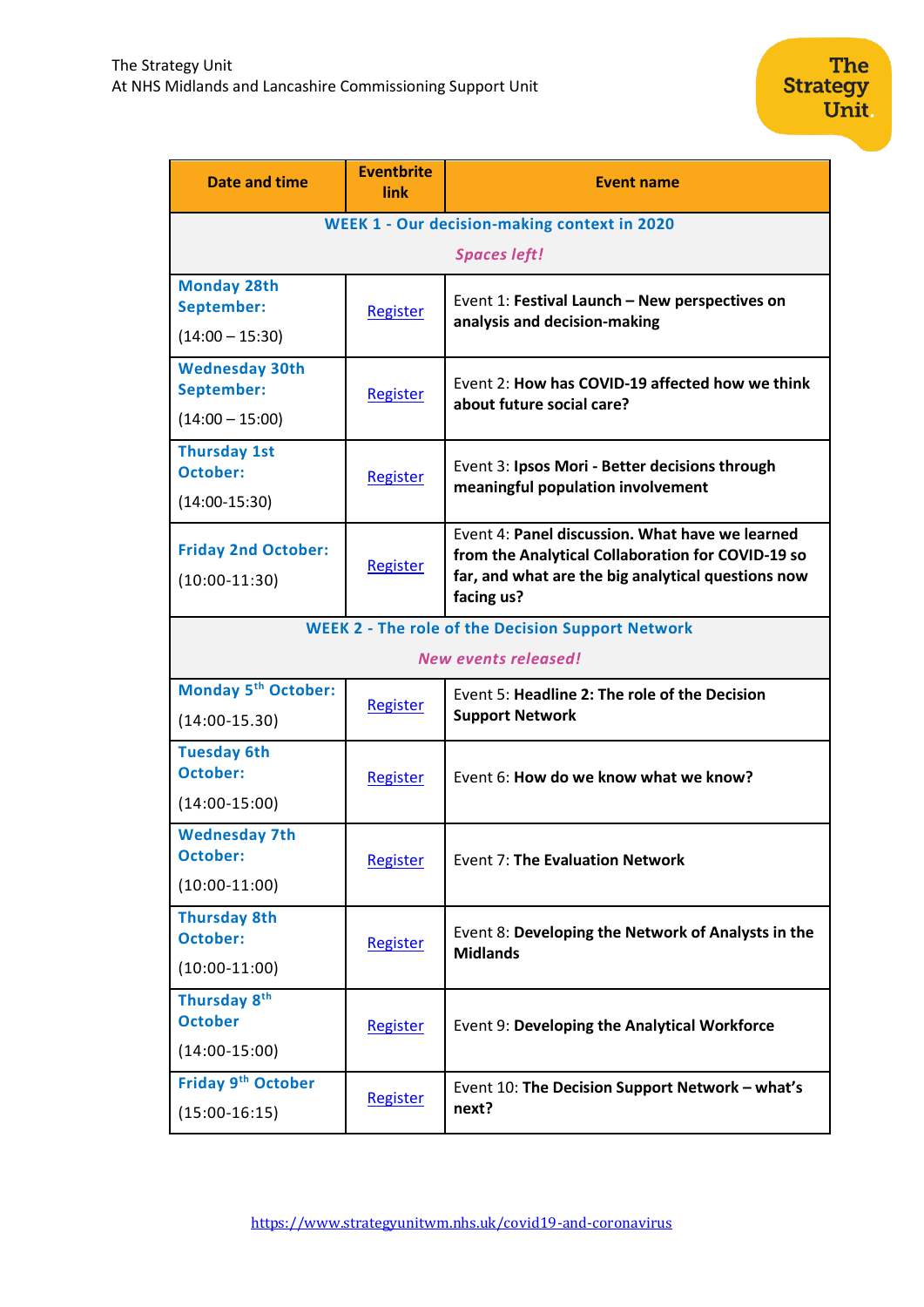| Date and time | Eventbrite link | Event name |
|---|---|---|
| **WEEK 1 - Our decision-making context in 2020** *Spaces left!* | | |
| **Monday 28th September:** (14:00 – 15:30) | Register | Event 1: **Festival Launch – New perspectives on analysis and decision-making** |
| **Wednesday 30th September:** (14:00 – 15:00) | Register | Event 2: **How has COVID-19 affected how we think about future social care?** |
| **Thursday 1st October:** (14:00-15:30) | Register | Event 3: **Ipsos Mori - Better decisions through meaningful population involvement** |
| **Friday 2nd October:** (10:00-11:30) | Register | Event 4: **Panel discussion. What have we learned from the Analytical Collaboration for COVID-19 so far, and what are the big analytical questions now facing us?** |
| **WEEK 2 - The role of the Decision Support Network** *New events released!* | | |
| **Monday 5th October:** (14:00-15.30) | Register | Event 5: **Headline 2: The role of the Decision Support Network** |
| **Tuesday 6th October:** (14:00-15:00) | Register | Event 6: **How do we know what we know?** |
| **Wednesday 7th October:** (10:00-11:00) | Register | Event 7: **The Evaluation Network** |
| **Thursday 8th October:** (10:00-11:00) | Register | Event 8: **Developing the Network of Analysts in the Midlands** |
| **Thursday 8th October** (14:00-15:00) | Register | Event 9: **Developing the Analytical Workforce** |
| **Friday 9th October** (15:00-16:15) | Register | Event 10: **The Decision Support Network – what's next?** |

https://www.strategyunitwm.nhs.uk/covid19-and-coronavirus